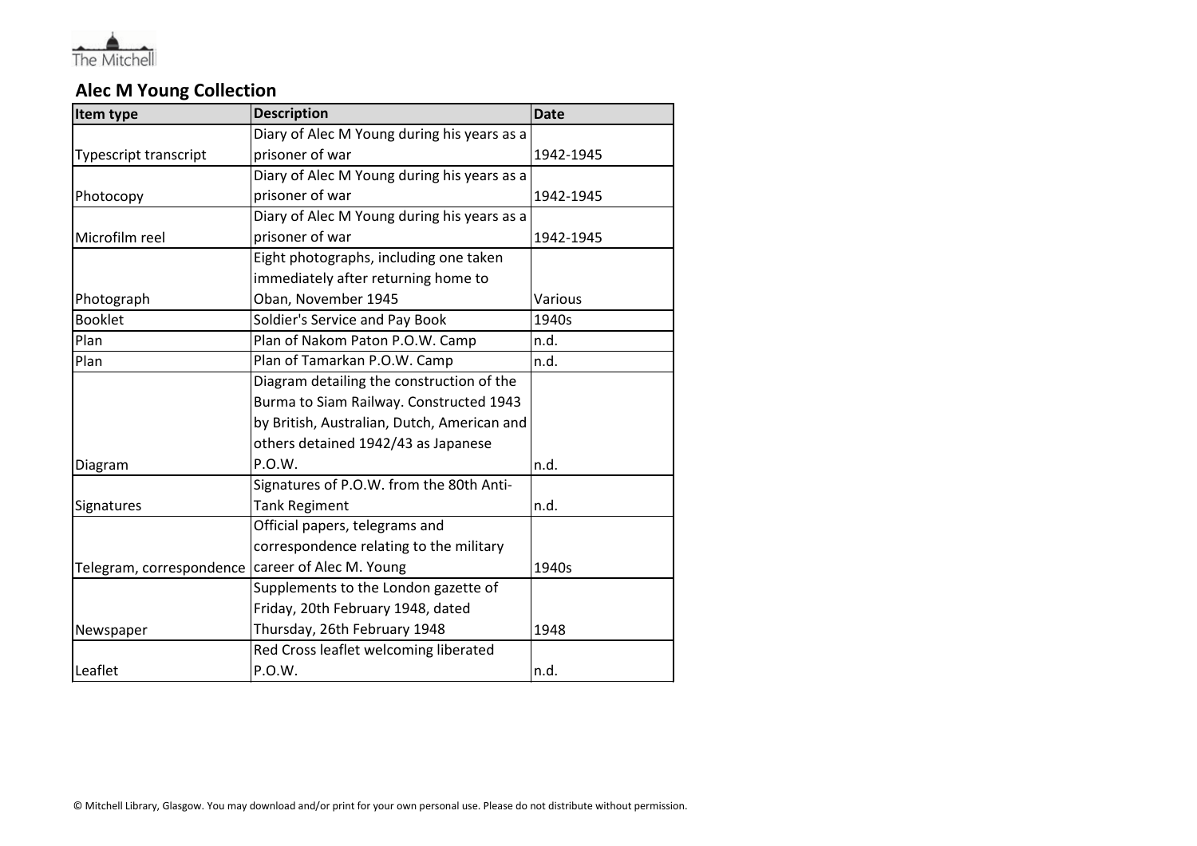The Mitchell

## Alec M Young Collection

| Item type | Description | Date |
| --- | --- | --- |
| Typescript transcript | Diary of Alec M Young during his years as a prisoner of war | 1942-1945 |
| Photocopy | Diary of Alec M Young during his years as a prisoner of war | 1942-1945 |
| Microfilm reel | Diary of Alec M Young during his years as a prisoner of war | 1942-1945 |
| Photograph | Eight photographs, including one taken immediately after returning home to Oban, November 1945 | Various |
| Booklet | Soldier's Service and Pay Book | 1940s |
| Plan | Plan of Nakom Paton P.O.W. Camp | n.d. |
| Plan | Plan of Tamarkan P.O.W. Camp | n.d. |
| Diagram | Diagram detailing the construction of the Burma to Siam Railway. Constructed 1943 by British, Australian, Dutch, American and others detained 1942/43 as Japanese P.O.W. | n.d. |
| Signatures | Signatures of P.O.W. from the 80th Anti-Tank Regiment | n.d. |
| Telegram, correspondence | Official papers, telegrams and correspondence relating to the military career of Alec M. Young | 1940s |
| Newspaper | Supplements to the London gazette of Friday, 20th February 1948, dated Thursday, 26th February 1948 | 1948 |
| Leaflet | Red Cross leaflet welcoming liberated P.O.W. | n.d. |

© Mitchell Library, Glasgow. You may download and/or print for your own personal use. Please do not distribute without permission.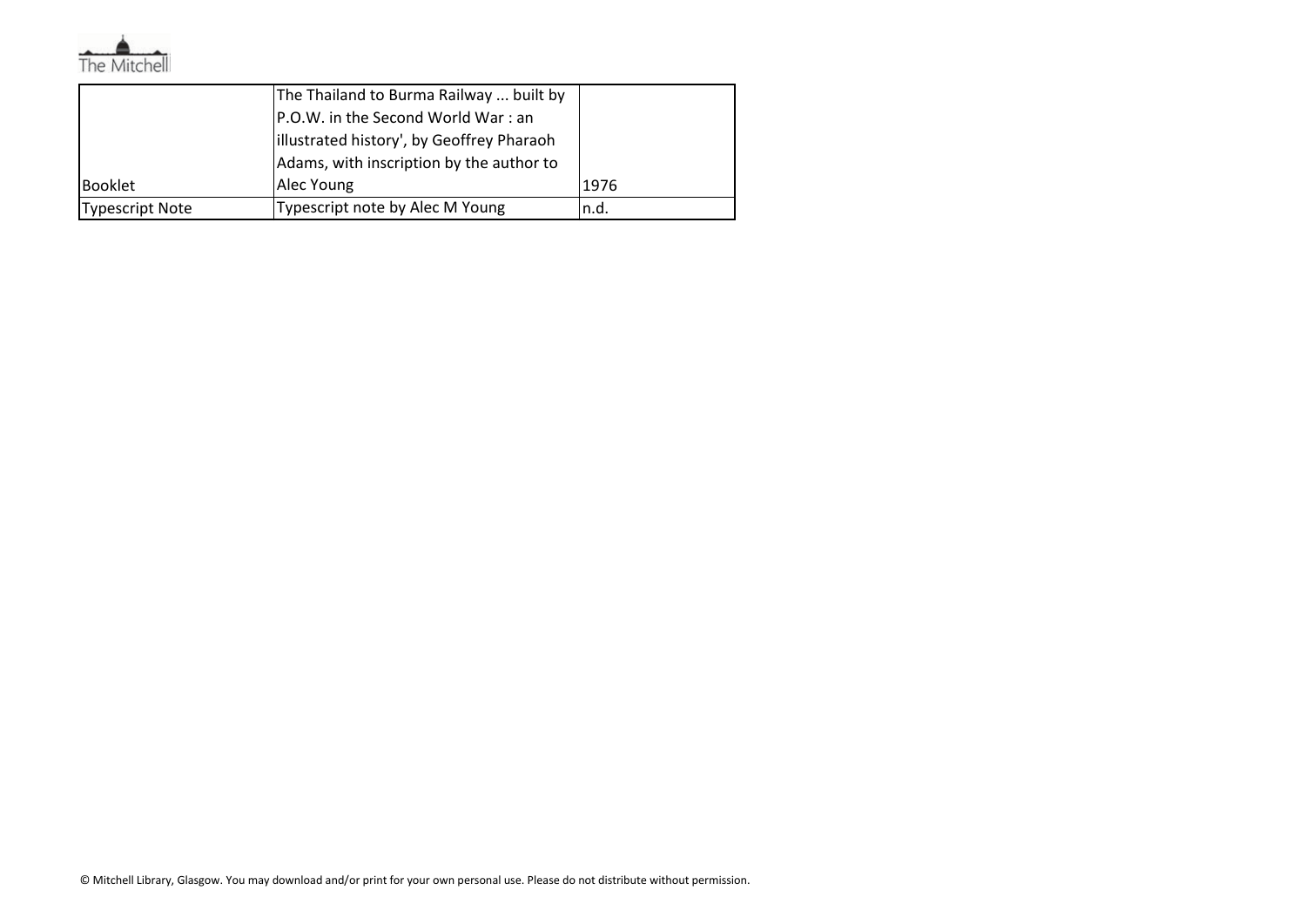| | | |
|---|---|---|
| Booklet | The Thailand to Burma Railway ... built by P.O.W. in the Second World War : an illustrated history', by Geoffrey Pharaoh Adams, with inscription by the author to Alec Young | 1976 |
| Typescript Note | Typescript note by Alec M Young | n.d. |